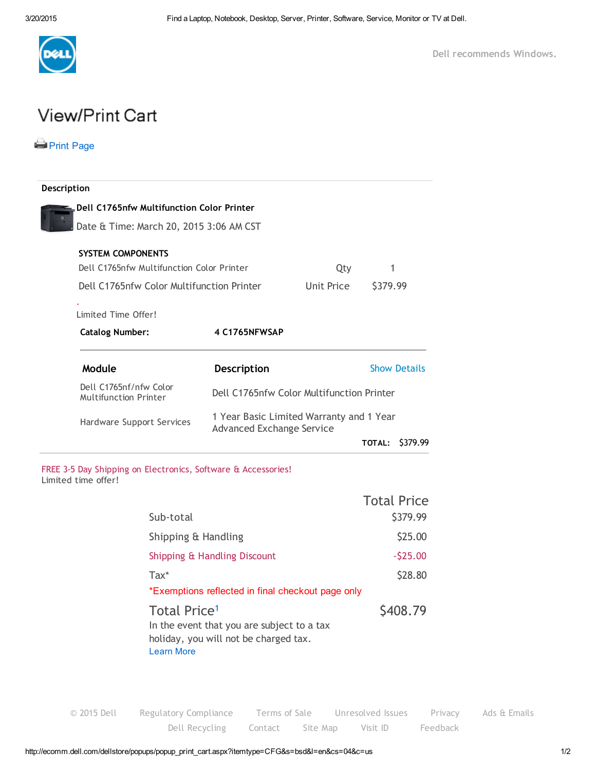Dell recommends Windows.

# View/Print Cart

Print Page

**Description**

**Dell C1765nfw Multifunction Color Printer**

Date & Time: March 20, 2015 3:06 AM CST

**SYSTEM COMPONENTS**

| | | |
|---|---|---|
| Dell C1765nfw Multifunction Color Printer | Qty | 1 |
| Dell C1765nfw Color Multifunction Printer | Unit Price | $379.99 |

Limited Time Offer!

**Catalog Number:** **4 C1765NFWSAP**

| Module | Description |
|---|---|
| Dell C1765nf/nfw Color Multifunction Printer | Dell C1765nfw Color Multifunction Printer |
| Hardware Support Services | 1 Year Basic Limited Warranty and 1 Year Advanced Exchange Service |

Show Details

**TOTAL:** $379.99

FREE 3-5 Day Shipping on Electronics, Software & Accessories!
Limited time offer!

| | Total Price |
|---|---|
| Sub-total | $379.99 |
| Shipping & Handling | $25.00 |
| Shipping & Handling Discount | -$25.00 |
| Tax* | $28.80 |

*Exemptions reflected in final checkout page only

**Total Price[1]** **$408.79**

In the event that you are subject to a tax holiday, you will not be charged tax.
Learn More

© 2015 Dell | Regulatory Compliance | Terms of Sale | Unresolved Issues | Privacy | Ads & Emails | Dell Recycling | Contact | Site Map | Visit ID | Feedback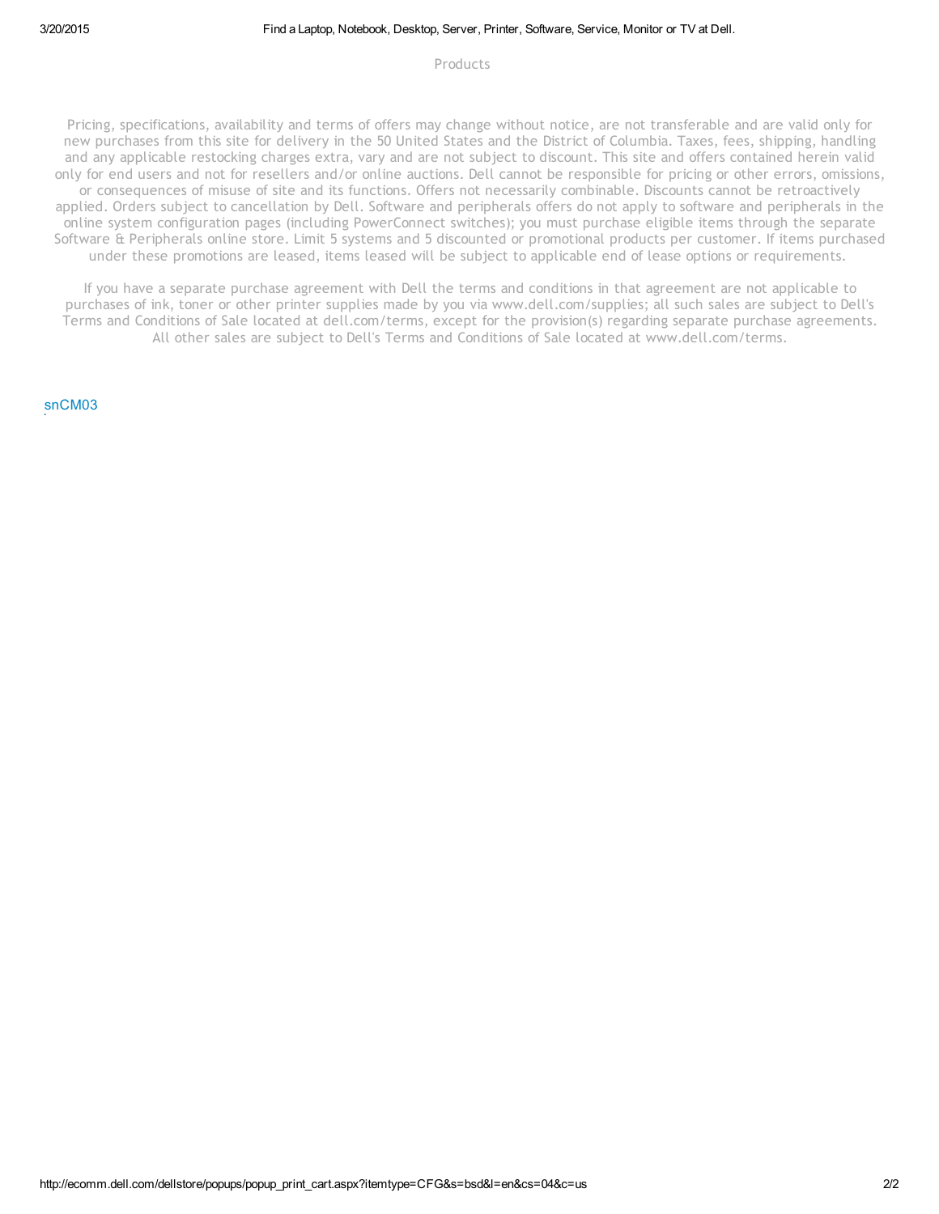Products

Pricing, specifications, availability and terms of offers may change without notice, are not transferable and are valid only for new purchases from this site for delivery in the 50 United States and the District of Columbia. Taxes, fees, shipping, handling and any applicable restocking charges extra, vary and are not subject to discount. This site and offers contained herein valid only for end users and not for resellers and/or online auctions. Dell cannot be responsible for pricing or other errors, omissions, or consequences of misuse of site and its functions. Offers not necessarily combinable. Discounts cannot be retroactively applied. Orders subject to cancellation by Dell. Software and peripherals offers do not apply to software and peripherals in the online system configuration pages (including PowerConnect switches); you must purchase eligible items through the separate Software & Peripherals online store. Limit 5 systems and 5 discounted or promotional products per customer. If items purchased under these promotions are leased, items leased will be subject to applicable end of lease options or requirements.

If you have a separate purchase agreement with Dell the terms and conditions in that agreement are not applicable to purchases of ink, toner or other printer supplies made by you via www.dell.com/supplies; all such sales are subject to Dell's Terms and Conditions of Sale located at dell.com/terms, except for the provision(s) regarding separate purchase agreements. All other sales are subject to Dell's Terms and Conditions of Sale located at www.dell.com/terms.

snCM03